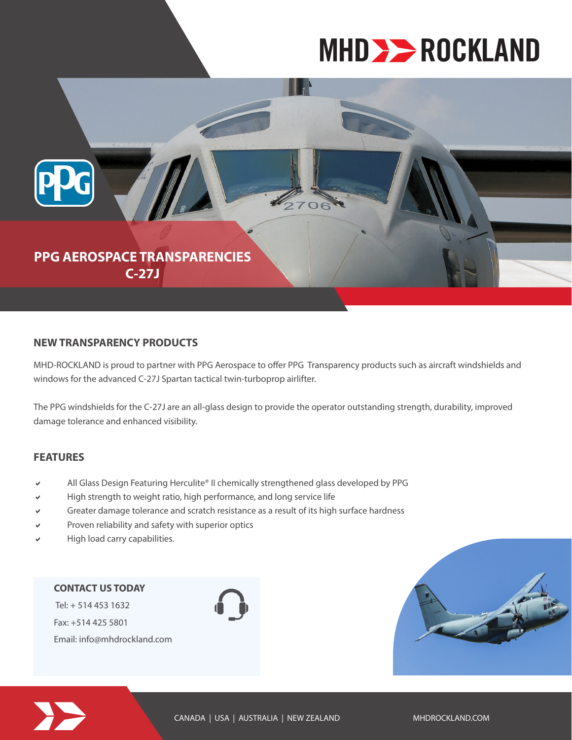# MHD ROCKLAND

## PPG AEROSPACE TRANSPARENCIES C-27J

### NEW TRANSPARENCY PRODUCTS

MHD-ROCKLAND is proud to partner with PPG Aerospace to offer PPG Transparency products such as aircraft windshields and windows for the advanced C-27J Spartan tactical twin-turboprop airlifter.

The PPG windshields for the C-27J are an all-glass design to provide the operator outstanding strength, durability, improved damage tolerance and enhanced visibility.

### FEATURES

- All Glass Design Featuring Herculite® II chemically strengthened glass developed by PPG
- High strength to weight ratio, high performance, and long service life
- Greater damage tolerance and scratch resistance as a result of its high surface hardness
- Proven reliability and safety with superior optics
- High load carry capabilities.

### CONTACT US TODAY

Tel: + 514 453 1632

Fax: +514 425 5801

Email: info@mhdrockland.com

CANADA | USA | AUSTRALIA | NEW ZEALAND

MHDROCKLAND.COM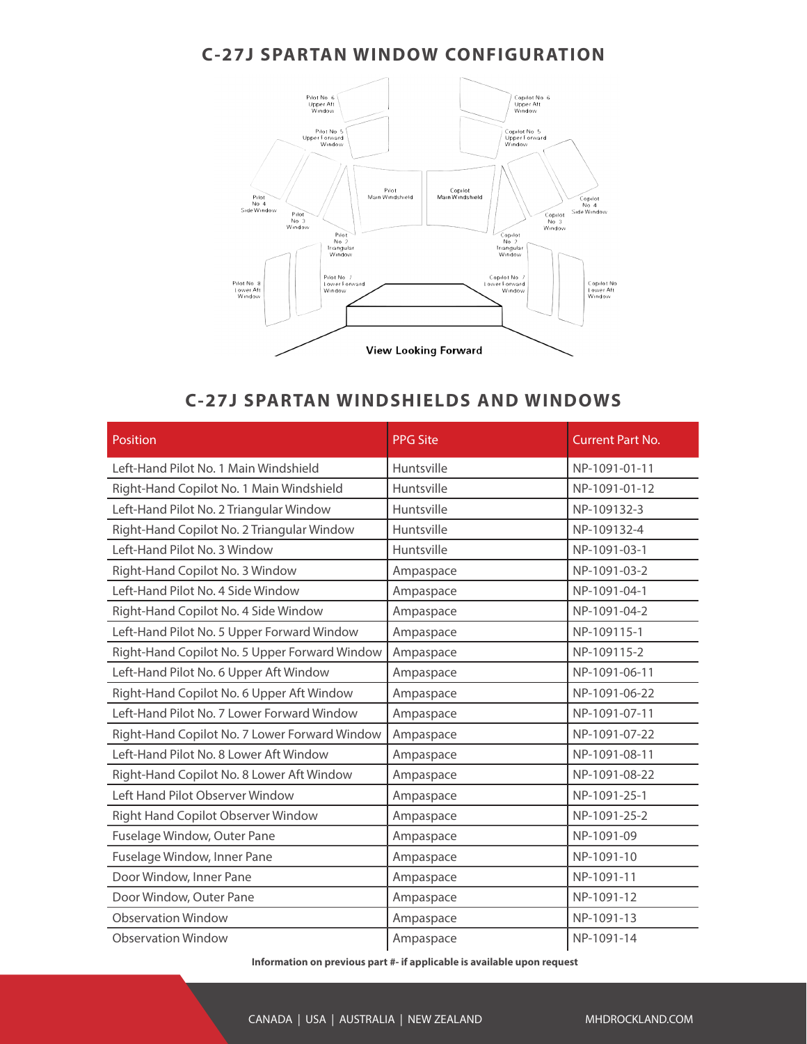## C-27J SPARTAN WINDOW CONFIGURATION

Pilot No. 6 Upper Aft Window
Copilot No. 6 Upper Aft Window
Pilot No. 5 Upper Forward Window
Copilot No. 5 Upper Forward Window
Pilot No. 4 Side Window
Pilot No. 3 Window
Pilot Main Windshield
Copilot Main Windshield
Copilot No. 4 Side Window
Copilot No. 3 Window
Pilot No. 2 Triangular Window
Copilot No. 2 Triangular Window
Pilot No. 8 Lower Aft Window
Pilot No. 7 Lower Forward Window
Copilot No. 7 Lower Forward Window
Copilot No Lower Aft Window
View Looking Forward

## C-27J SPARTAN WINDSHIELDS AND WINDOWS

| Position | PPG Site | Current Part No. |
| --- | --- | --- |
| Left-Hand Pilot No. 1 Main Windshield | Huntsville | NP-1091-01-11 |
| Right-Hand Copilot No. 1 Main Windshield | Huntsville | NP-1091-01-12 |
| Left-Hand Pilot No. 2 Triangular Window | Huntsville | NP-109132-3 |
| Right-Hand Copilot No. 2 Triangular Window | Huntsville | NP-109132-4 |
| Left-Hand Pilot No. 3 Window | Huntsville | NP-1091-03-1 |
| Right-Hand Copilot No. 3 Window | Ampaspace | NP-1091-03-2 |
| Left-Hand Pilot No. 4 Side Window | Ampaspace | NP-1091-04-1 |
| Right-Hand Copilot No. 4 Side Window | Ampaspace | NP-1091-04-2 |
| Left-Hand Pilot No. 5 Upper Forward Window | Ampaspace | NP-109115-1 |
| Right-Hand Copilot No. 5 Upper Forward Window | Ampaspace | NP-109115-2 |
| Left-Hand Pilot No. 6 Upper Aft Window | Ampaspace | NP-1091-06-11 |
| Right-Hand Copilot No. 6 Upper Aft Window | Ampaspace | NP-1091-06-22 |
| Left-Hand Pilot No. 7 Lower Forward Window | Ampaspace | NP-1091-07-11 |
| Right-Hand Copilot No. 7 Lower Forward Window | Ampaspace | NP-1091-07-22 |
| Left-Hand Pilot No. 8 Lower Aft Window | Ampaspace | NP-1091-08-11 |
| Right-Hand Copilot No. 8 Lower Aft Window | Ampaspace | NP-1091-08-22 |
| Left Hand Pilot Observer Window | Ampaspace | NP-1091-25-1 |
| Right Hand Copilot Observer Window | Ampaspace | NP-1091-25-2 |
| Fuselage Window, Outer Pane | Ampaspace | NP-1091-09 |
| Fuselage Window, Inner Pane | Ampaspace | NP-1091-10 |
| Door Window, Inner Pane | Ampaspace | NP-1091-11 |
| Door Window, Outer Pane | Ampaspace | NP-1091-12 |
| Observation Window | Ampaspace | NP-1091-13 |
| Observation Window | Ampaspace | NP-1091-14 |

**Information on previous part #- if applicable is available upon request**